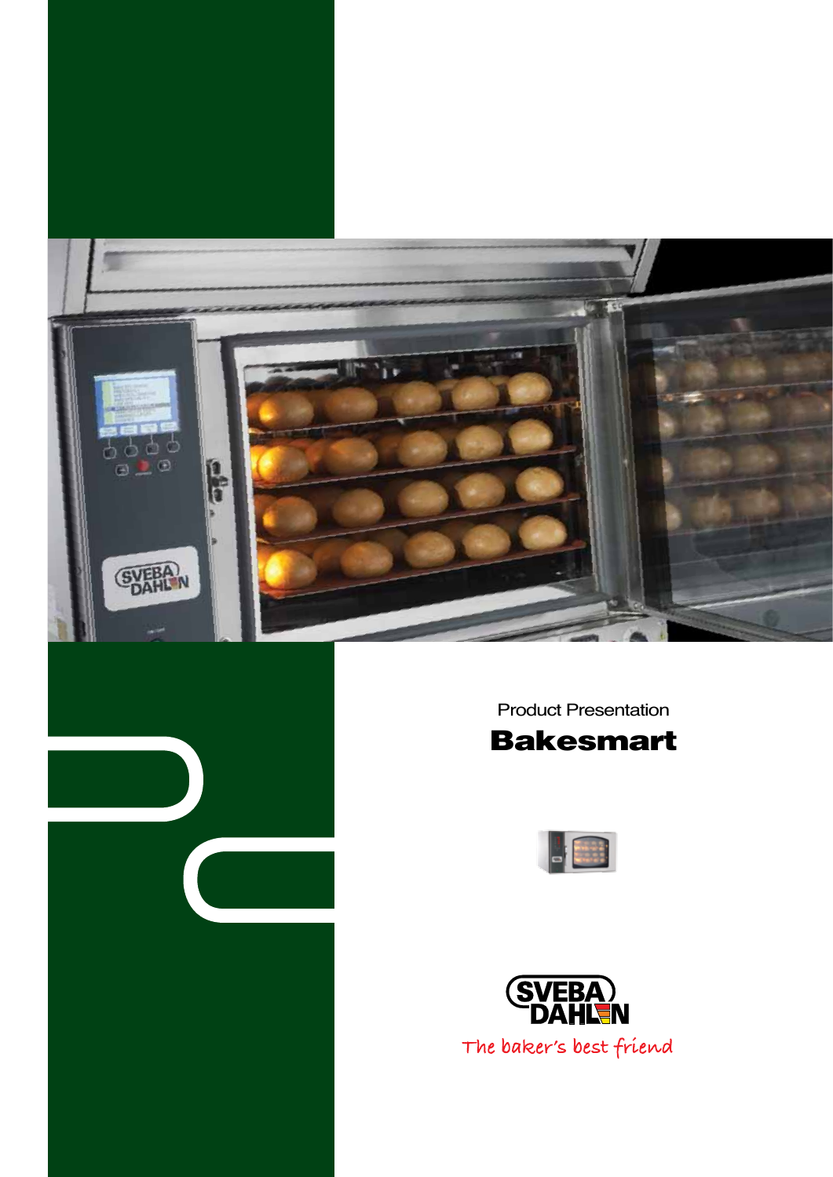Product Presentation

# Bakesmart

SVEBA DAHLEN

The baker's best friend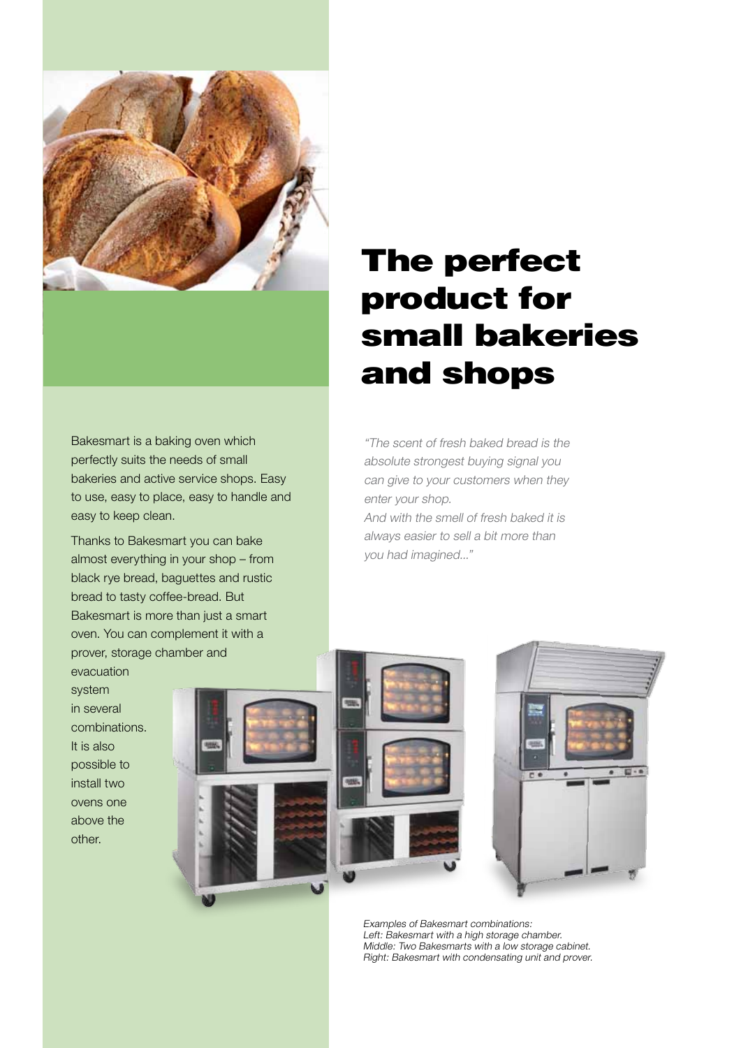# The perfect product for small bakeries and shops

Bakesmart is a baking oven which perfectly suits the needs of small bakeries and active service shops. Easy to use, easy to place, easy to handle and easy to keep clean.

Thanks to Bakesmart you can bake almost everything in your shop – from black rye bread, baguettes and rustic bread to tasty coffee-bread. But Bakesmart is more than just a smart oven. You can complement it with a prover, storage chamber and evacuation system in several combinations. It is also possible to install two ovens one above the other.

*"The scent of fresh baked bread is the absolute strongest buying signal you can give to your customers when they enter your shop.*
*And with the smell of fresh baked it is always easier to sell a bit more than you had imagined..."*

*Examples of Bakesmart combinations:*
*Left: Bakesmart with a high storage chamber.*
*Middle: Two Bakesmarts with a low storage cabinet.*
*Right: Bakesmart with condensating unit and prover.*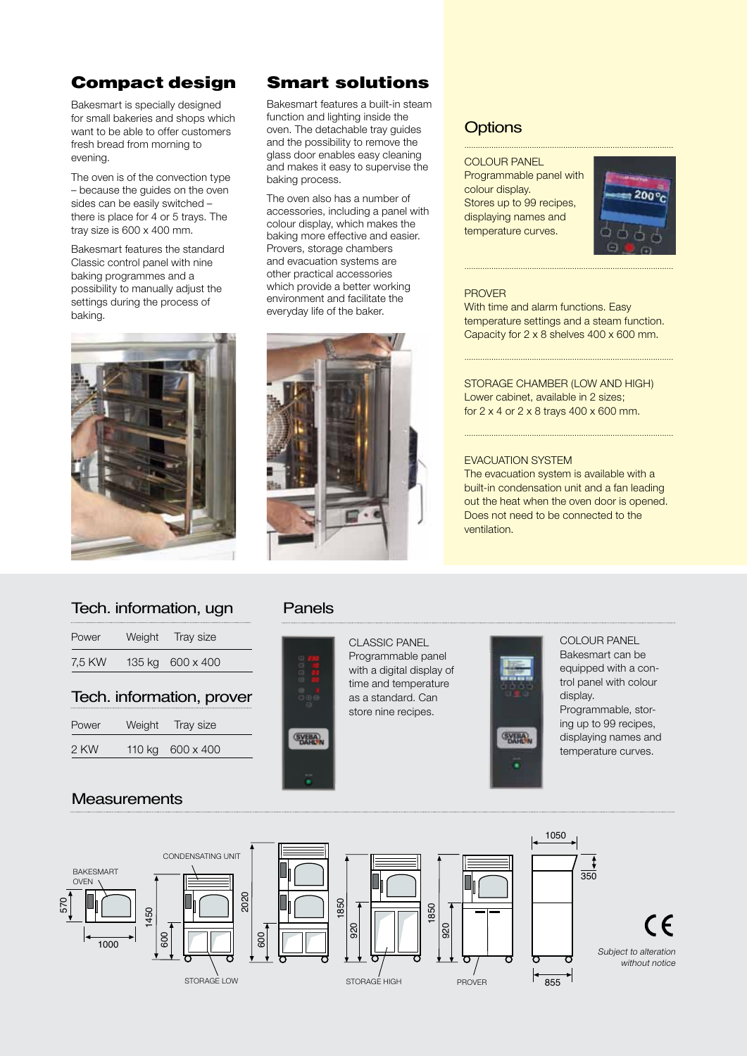## Compact design

Bakesmart is specially designed for small bakeries and shops which want to be able to offer customers fresh bread from morning to evening.

The oven is of the convection type – because the guides on the oven sides can be easily switched – there is place for 4 or 5 trays. The tray size is 600 x 400 mm.

Bakesmart features the standard Classic control panel with nine baking programmes and a possibility to manually adjust the settings during the process of baking.

## Smart solutions

Bakesmart features a built-in steam function and lighting inside the oven. The detachable tray guides and the possibility to remove the glass door enables easy cleaning and makes it easy to supervise the baking process.

The oven also has a number of accessories, including a panel with colour display, which makes the baking more effective and easier. Provers, storage chambers and evacuation systems are other practical accessories which provide a better working environment and facilitate the everyday life of the baker.

## Options

COLOUR PANEL
Programmable panel with colour display.
Stores up to 99 recipes, displaying names and temperature curves.

PROVER
With time and alarm functions. Easy temperature settings and a steam function. Capacity for 2 x 8 shelves 400 x 600 mm.

STORAGE CHAMBER (LOW AND HIGH)
Lower cabinet, available in 2 sizes;
for 2 x 4 or 2 x 8 trays 400 x 600 mm.

EVACUATION SYSTEM
The evacuation system is available with a built-in condensation unit and a fan leading out the heat when the oven door is opened. Does not need to be connected to the ventilation.

## Tech. information, ugn

| Power | Weight | Tray size |
|---|---|---|
| 7,5 KW | 135 kg | 600 x 400 |

## Tech. information, prover

| Power | Weight | Tray size |
|---|---|---|
| 2 KW | 110 kg | 600 x 400 |

## Panels

CLASSIC PANEL
Programmable panel with a digital display of time and temperature as a standard. Can store nine recipes.

COLOUR PANEL
Bakesmart can be equipped with a control panel with colour display.
Programmable, storing up to 99 recipes, displaying names and temperature curves.

## Measurements

BAKESMART OVEN, CONDENSATING UNIT, STORAGE LOW, STORAGE HIGH, PROVER

570, 1000, 1450, 600, 2020, 600, 1850, 920, 1850, 920, 1050, 350, 855

*Subject to alteration without notice*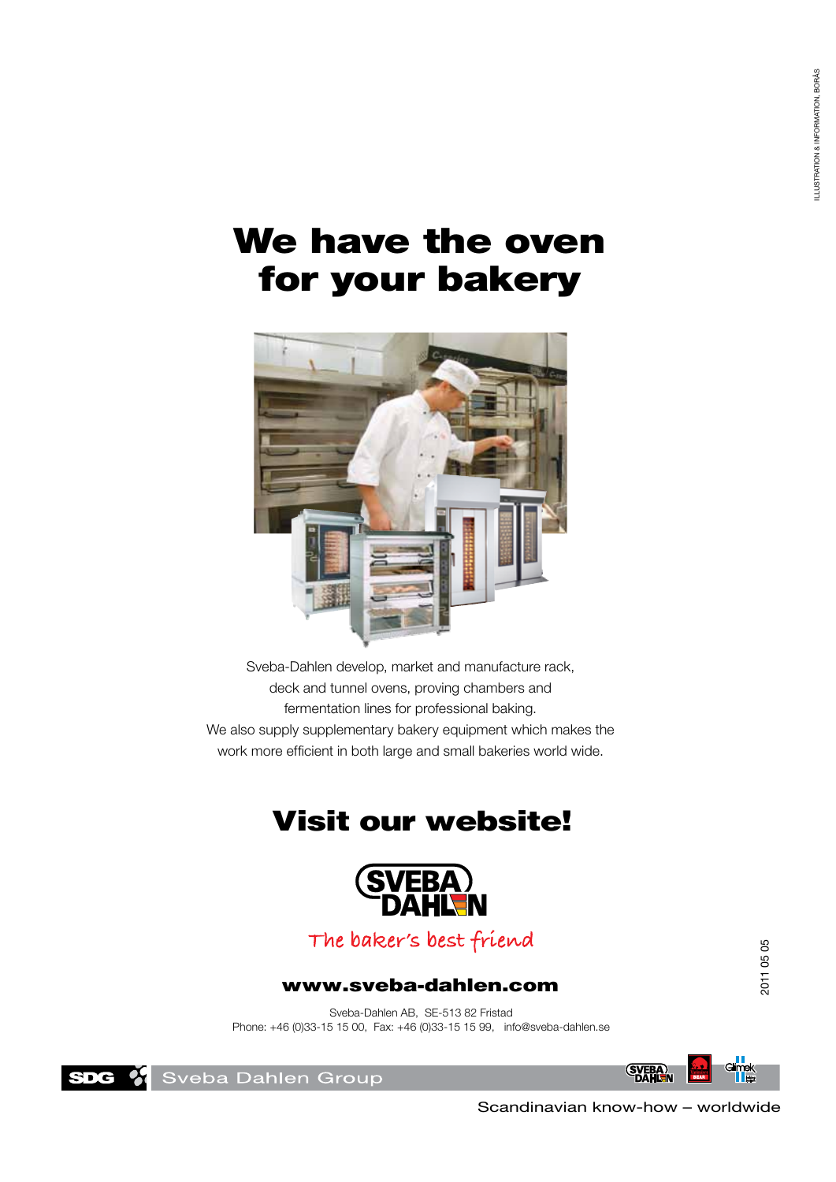# We have the oven for your bakery

Sveba-Dahlen develop, market and manufacture rack, deck and tunnel ovens, proving chambers and fermentation lines for professional baking.
We also supply supplementary bakery equipment which makes the work more efficient in both large and small bakeries world wide.

## Visit our website!

SVEBA DAHLEN

The baker's best friend

**www.sveba-dahlen.com**

Sveba-Dahlen AB, SE-513 82 Fristad
Phone: +46 (0)33-15 15 00, Fax: +46 (0)33-15 15 99, info@sveba-dahlen.se

2011 05 05

SDG Sveba Dahlen Group

Scandinavian know-how – worldwide